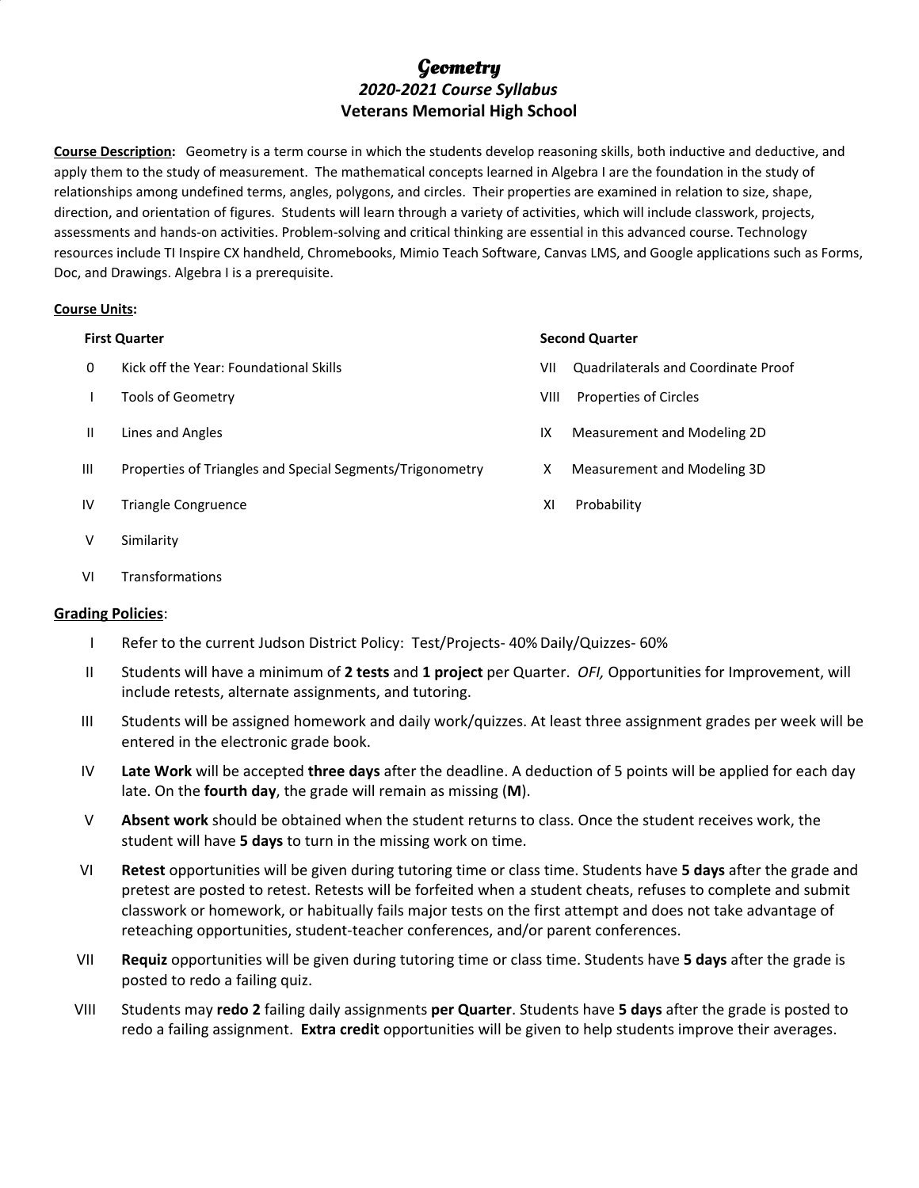# *Geometry*
## *2020-2021 Course Syllabus*
## Veterans Memorial High School

**Course Description:** Geometry is a term course in which the students develop reasoning skills, both inductive and deductive, and apply them to the study of measurement. The mathematical concepts learned in Algebra I are the foundation in the study of relationships among undefined terms, angles, polygons, and circles. Their properties are examined in relation to size, shape, direction, and orientation of figures. Students will learn through a variety of activities, which will include classwork, projects, assessments and hands-on activities. Problem-solving and critical thinking are essential in this advanced course. Technology resources include TI Inspire CX handheld, Chromebooks, Mimio Teach Software, Canvas LMS, and Google applications such as Forms, Doc, and Drawings. Algebra I is a prerequisite.

**Course Units:**

**First Quarter**

- 0 Kick off the Year: Foundational Skills
- I Tools of Geometry
- II Lines and Angles
- III Properties of Triangles and Special Segments/Trigonometry
- IV Triangle Congruence
- V Similarity
- VI Transformations

**Second Quarter**

- VII Quadrilaterals and Coordinate Proof
- VIII Properties of Circles
- IX Measurement and Modeling 2D
- X Measurement and Modeling 3D
- XI Probability

**Grading Policies**:

- I Refer to the current Judson District Policy: Test/Projects- 40% Daily/Quizzes- 60%
- II Students will have a minimum of **2 tests** and **1 project** per Quarter. *OFI,* Opportunities for Improvement, will include retests, alternate assignments, and tutoring.
- III Students will be assigned homework and daily work/quizzes. At least three assignment grades per week will be entered in the electronic grade book.
- IV **Late Work** will be accepted **three days** after the deadline. A deduction of 5 points will be applied for each day late. On the **fourth day**, the grade will remain as missing (**M**).
- V **Absent work** should be obtained when the student returns to class. Once the student receives work, the student will have **5 days** to turn in the missing work on time.
- VI **Retest** opportunities will be given during tutoring time or class time. Students have **5 days** after the grade and pretest are posted to retest. Retests will be forfeited when a student cheats, refuses to complete and submit classwork or homework, or habitually fails major tests on the first attempt and does not take advantage of reteaching opportunities, student-teacher conferences, and/or parent conferences.
- VII **Requiz** opportunities will be given during tutoring time or class time. Students have **5 days** after the grade is posted to redo a failing quiz.
- VIII Students may **redo 2** failing daily assignments **per Quarter**. Students have **5 days** after the grade is posted to redo a failing assignment. **Extra credit** opportunities will be given to help students improve their averages.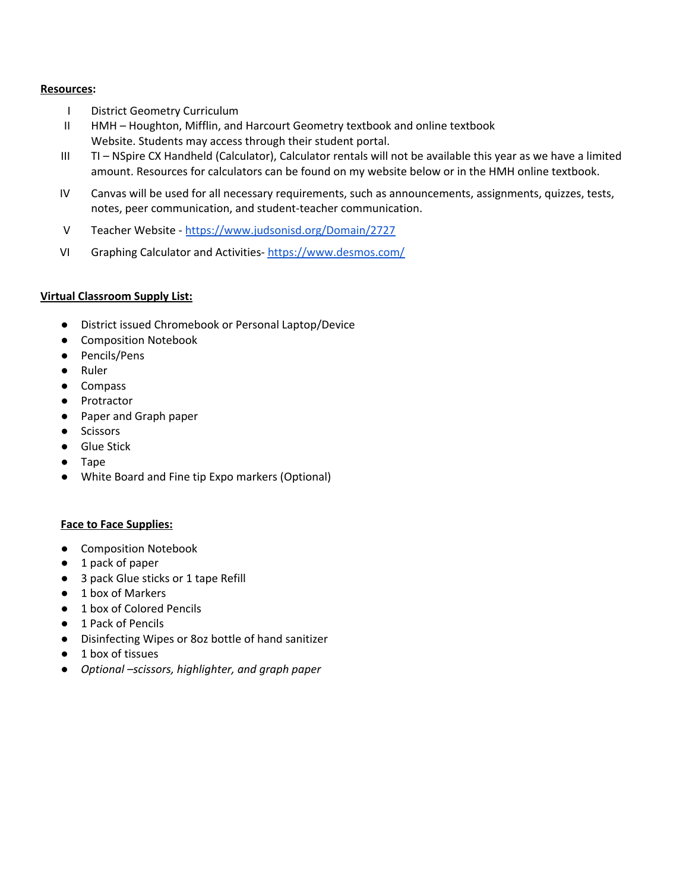**Resources:**

I. District Geometry Curriculum
II. HMH – Houghton, Mifflin, and Harcourt Geometry textbook and online textbook Website. Students may access through their student portal.
III. TI – NSpire CX Handheld (Calculator), Calculator rentals will not be available this year as we have a limited amount. Resources for calculators can be found on my website below or in the HMH online textbook.
IV. Canvas will be used for all necessary requirements, such as announcements, assignments, quizzes, tests, notes, peer communication, and student-teacher communication.
V. Teacher Website - https://www.judsonisd.org/Domain/2727
VI. Graphing Calculator and Activities- https://www.desmos.com/

**Virtual Classroom Supply List:**

- District issued Chromebook or Personal Laptop/Device
- Composition Notebook
- Pencils/Pens
- Ruler
- Compass
- Protractor
- Paper and Graph paper
- Scissors
- Glue Stick
- Tape
- White Board and Fine tip Expo markers (Optional)

**Face to Face Supplies:**

- Composition Notebook
- 1 pack of paper
- 3 pack Glue sticks or 1 tape Refill
- 1 box of Markers
- 1 box of Colored Pencils
- 1 Pack of Pencils
- Disinfecting Wipes or 8oz bottle of hand sanitizer
- 1 box of tissues
- *Optional –scissors, highlighter, and graph paper*